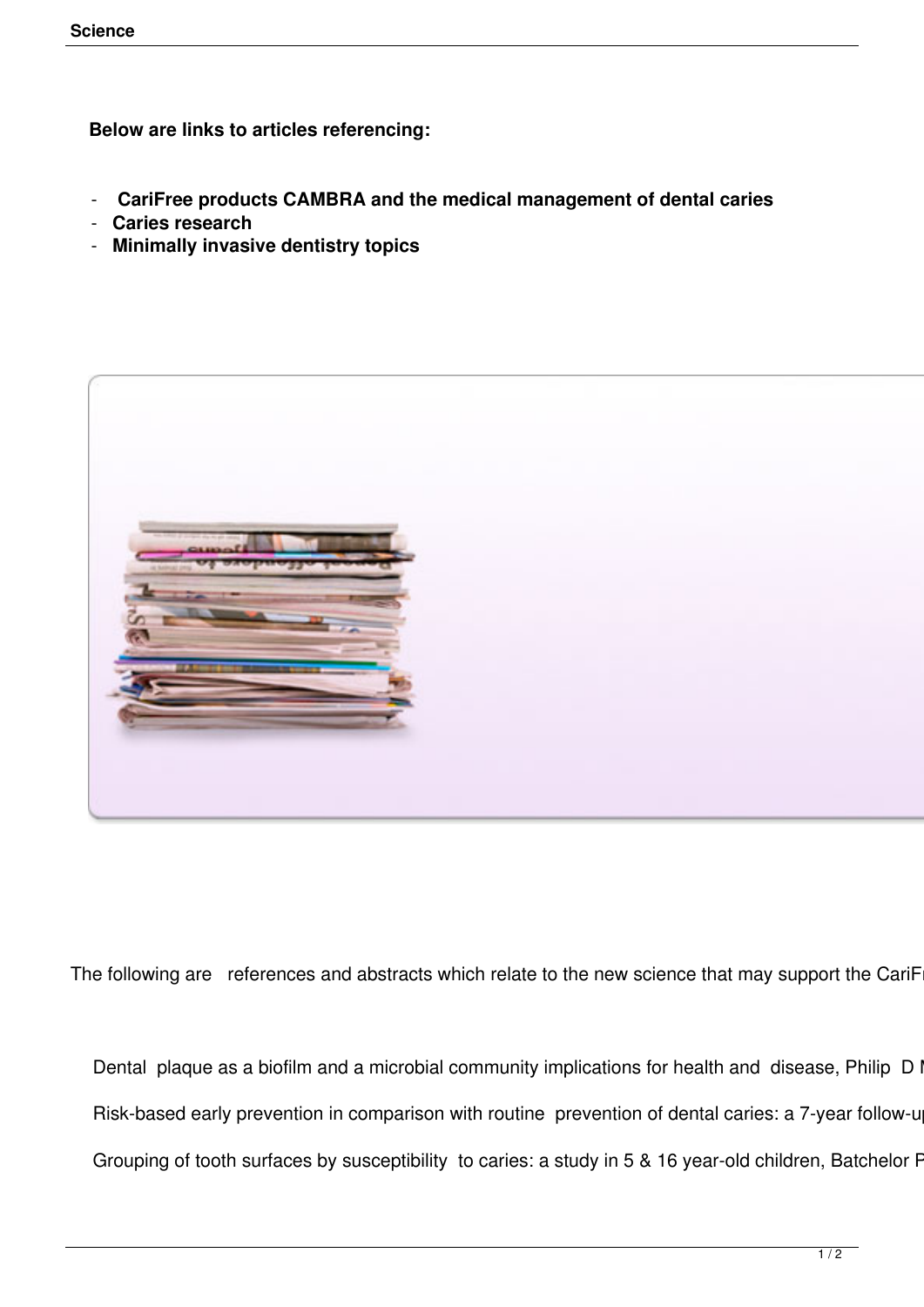**Below are links to articles referencing:**

- **CariFree products CAMBRA and the medical management of dental caries**
- **Caries research**
- **Minimally invasive dentistry topics**

The following are references and abstracts which relate to the new science that may support the CariFr

Dental plaque as a biofilm and a microbial community implications for health and disease, Philip D M

Risk-based early prevention in comparison with routine prevention of dental caries: a 7-year follow-up

Grouping of tooth surfaces by susceptibility to caries: a study in 5 & 16 year-old children, Batchelor P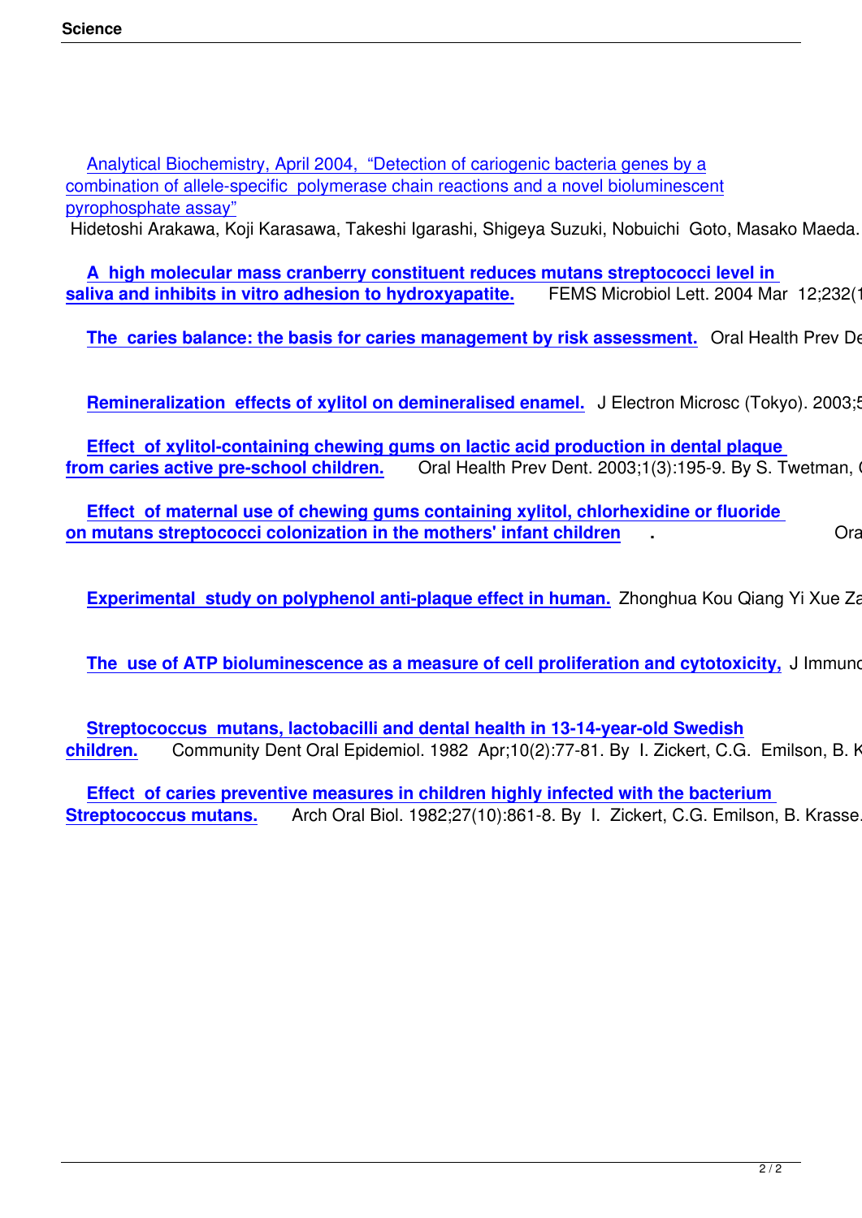Analytical Biochemistry, April 2004, “Detection of cariogenic bacteria genes by a combination of allele-specific polymerase chain reactions and a novel bioluminescent pyrophosphate assay”
Hidetoshi Arakawa, Koji Karasawa, Takeshi Igarashi, Shigeya Suzuki, Nobuichi Goto, Masako Maeda.

**A high molecular mass cranberry constituent reduces mutans streptococci level in saliva and inhibits in vitro adhesion to hydroxyapatite.** FEMS Microbiol Lett. 2004 Mar 12;232(1

**The caries balance: the basis for caries management by risk assessment.** Oral Health Prev De

**Remineralization effects of xylitol on demineralised enamel.** J Electron Microsc (Tokyo). 2003;5

**Effect of xylitol-containing chewing gums on lactic acid production in dental plaque from caries active pre-school children.** Oral Health Prev Dent. 2003;1(3):195-9. By S. Twetman, C

**Effect of maternal use of chewing gums containing xylitol, chlorhexidine or fluoride on mutans streptococci colonization in the mothers' infant children**. Ora

**Experimental study on polyphenol anti-plaque effect in human.** Zhonghua Kou Qiang Yi Xue Za

**The use of ATP bioluminescence as a measure of cell proliferation and cytotoxicity,** J Immuno

**Streptococcus mutans, lactobacilli and dental health in 13-14-year-old Swedish children.** Community Dent Oral Epidemiol. 1982 Apr;10(2):77-81. By I. Zickert, C.G. Emilson, B. K

**Effect of caries preventive measures in children highly infected with the bacterium Streptococcus mutans.** Arch Oral Biol. 1982;27(10):861-8. By I. Zickert, C.G. Emilson, B. Krasse.